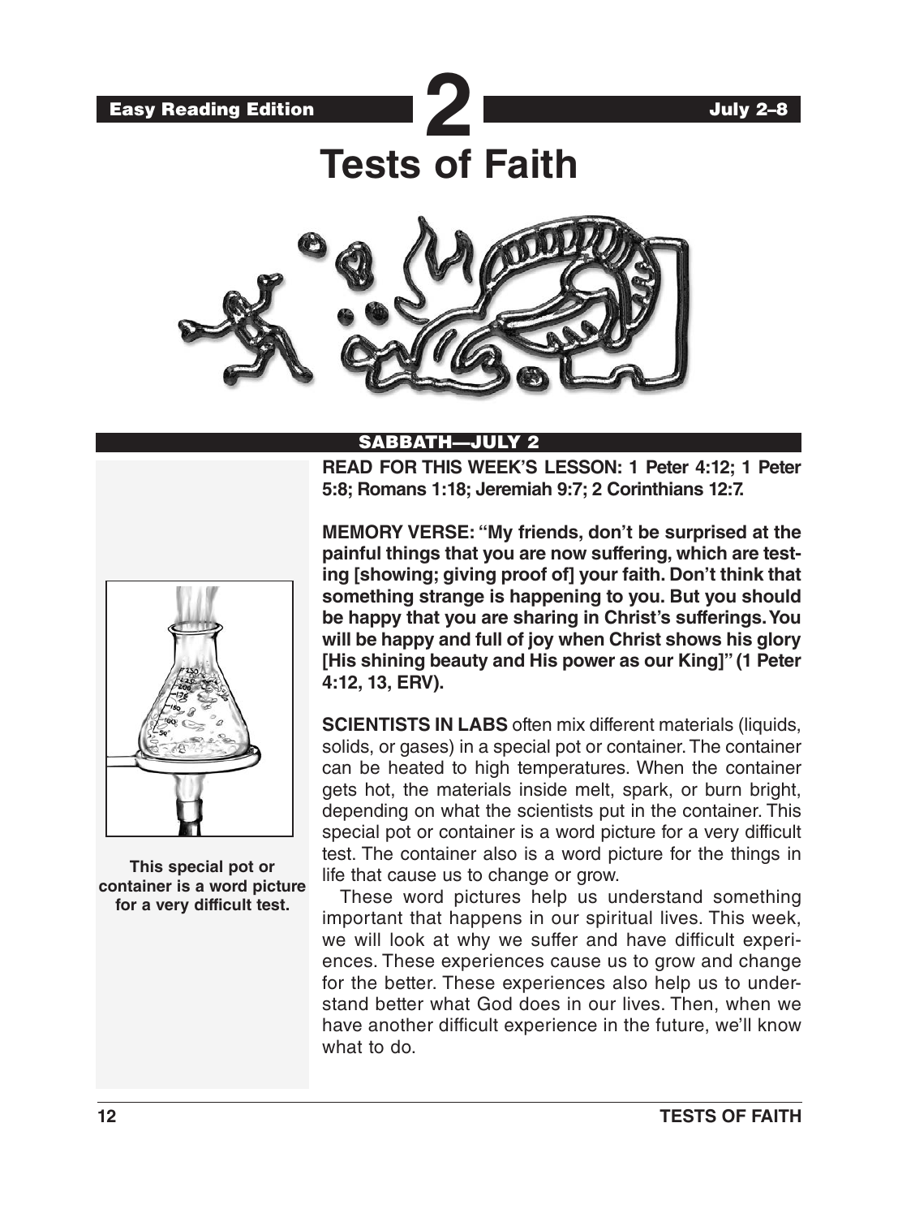Easy Reading Edition

# 2

July 2–8

# Tests of Faith

## SABBATH—JULY 2

**READ FOR THIS WEEK'S LESSON: 1 Peter 4:12; 1 Peter 5:8; Romans 1:18; Jeremiah 9:7; 2 Corinthians 12:7.**

**MEMORY VERSE: "My friends, don't be surprised at the painful things that you are now suffering, which are testing [showing; giving proof of] your faith. Don't think that something strange is happening to you. But you should be happy that you are sharing in Christ's sufferings. You will be happy and full of joy when Christ shows his glory [His shining beauty and His power as our King]" (1 Peter 4:12, 13, ERV).**

**This special pot or container is a word picture for a very difficult test.**

**SCIENTISTS IN LABS** often mix different materials (liquids, solids, or gases) in a special pot or container. The container can be heated to high temperatures. When the container gets hot, the materials inside melt, spark, or burn bright, depending on what the scientists put in the container. This special pot or container is a word picture for a very difficult test. The container also is a word picture for the things in life that cause us to change or grow.

These word pictures help us understand something important that happens in our spiritual lives. This week, we will look at why we suffer and have difficult experiences. These experiences cause us to grow and change for the better. These experiences also help us to understand better what God does in our lives. Then, when we have another difficult experience in the future, we'll know what to do.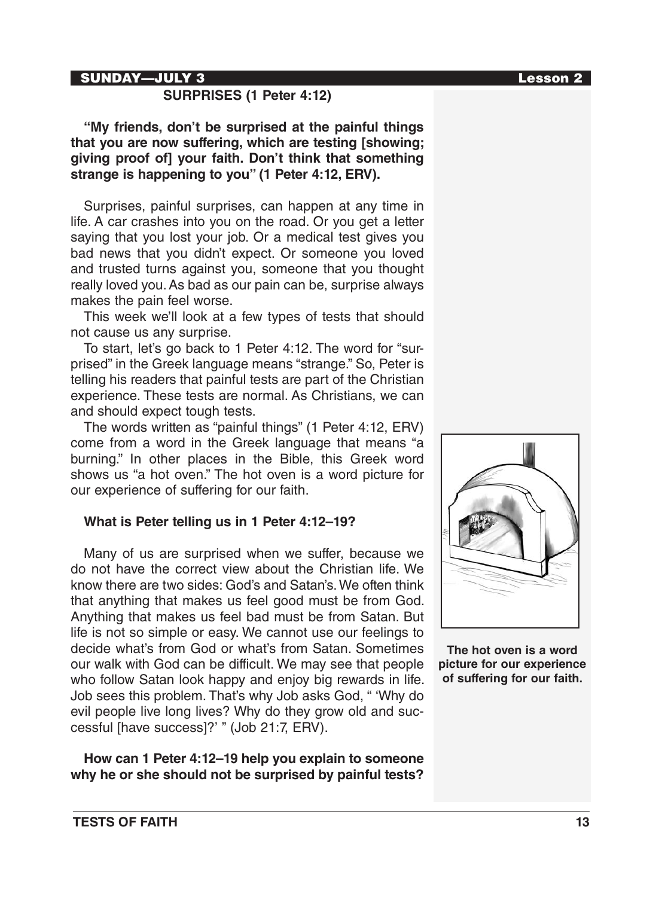## SURPRISES (1 Peter 4:12)

**"My friends, don't be surprised at the painful things that you are now suffering, which are testing [showing; giving proof of] your faith. Don't think that something strange is happening to you" (1 Peter 4:12, ERV).**

Surprises, painful surprises, can happen at any time in life. A car crashes into you on the road. Or you get a letter saying that you lost your job. Or a medical test gives you bad news that you didn't expect. Or someone you loved and trusted turns against you, someone that you thought really loved you. As bad as our pain can be, surprise always makes the pain feel worse.

This week we'll look at a few types of tests that should not cause us any surprise.

To start, let's go back to 1 Peter 4:12. The word for "surprised" in the Greek language means "strange." So, Peter is telling his readers that painful tests are part of the Christian experience. These tests are normal. As Christians, we can and should expect tough tests.

The words written as "painful things" (1 Peter 4:12, ERV) come from a word in the Greek language that means "a burning." In other places in the Bible, this Greek word shows us "a hot oven." The hot oven is a word picture for our experience of suffering for our faith.

**What is Peter telling us in 1 Peter 4:12–19?**

Many of us are surprised when we suffer, because we do not have the correct view about the Christian life. We know there are two sides: God's and Satan's. We often think that anything that makes us feel good must be from God. Anything that makes us feel bad must be from Satan. But life is not so simple or easy. We cannot use our feelings to decide what's from God or what's from Satan. Sometimes our walk with God can be difficult. We may see that people who follow Satan look happy and enjoy big rewards in life. Job sees this problem. That's why Job asks God, " 'Why do evil people live long lives? Why do they grow old and successful [have success]?' " (Job 21:7, ERV).

**How can 1 Peter 4:12–19 help you explain to someone why he or she should not be surprised by painful tests?**

**The hot oven is a word picture for our experience of suffering for our faith.**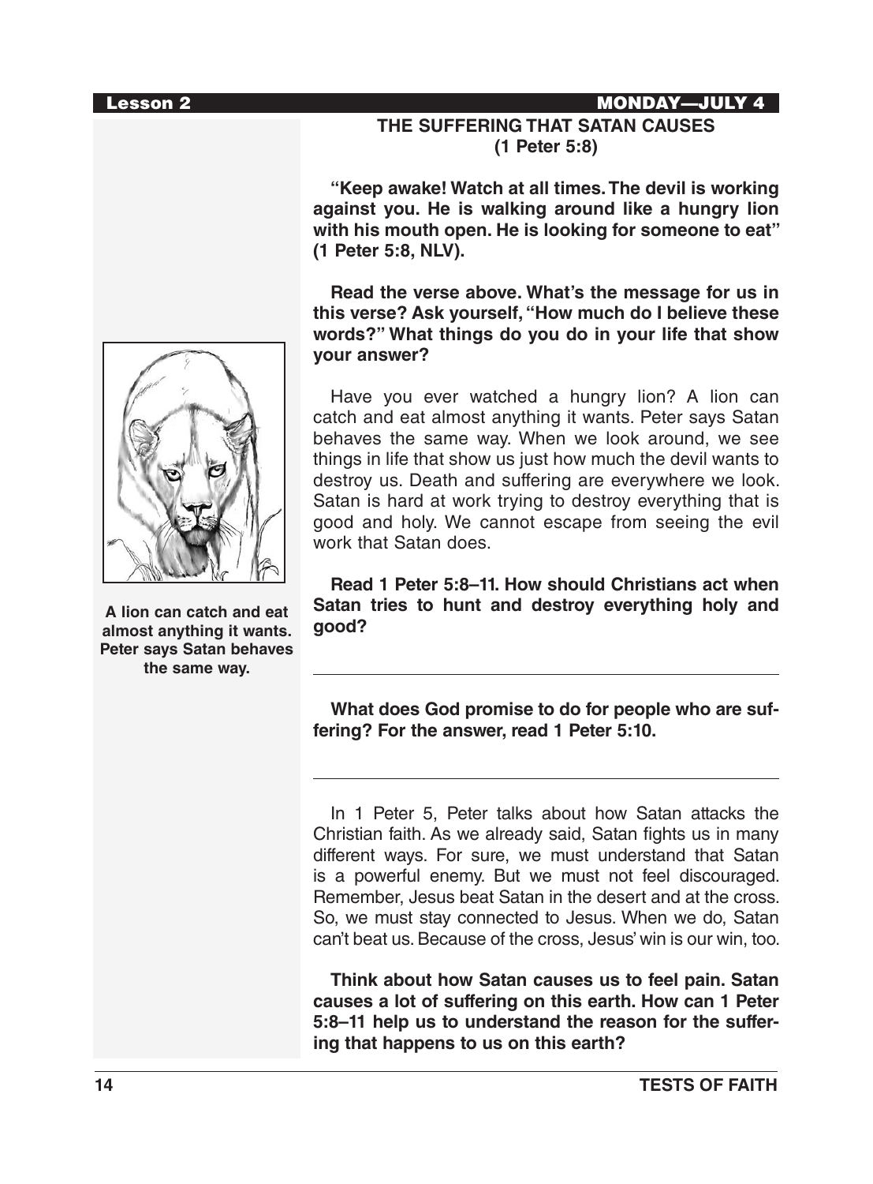## THE SUFFERING THAT SATAN CAUSES (1 Peter 5:8)

**"Keep awake! Watch at all times. The devil is working against you. He is walking around like a hungry lion with his mouth open. He is looking for someone to eat" (1 Peter 5:8, NLV).**

**Read the verse above. What's the message for us in this verse? Ask yourself, "How much do I believe these words?" What things do you do in your life that show your answer?**

Have you ever watched a hungry lion? A lion can catch and eat almost anything it wants. Peter says Satan behaves the same way. When we look around, we see things in life that show us just how much the devil wants to destroy us. Death and suffering are everywhere we look. Satan is hard at work trying to destroy everything that is good and holy. We cannot escape from seeing the evil work that Satan does.

**A lion can catch and eat almost anything it wants. Peter says Satan behaves the same way.**

**Read 1 Peter 5:8–11. How should Christians act when Satan tries to hunt and destroy everything holy and good?**

---

**What does God promise to do for people who are suffering? For the answer, read 1 Peter 5:10.**

---

In 1 Peter 5, Peter talks about how Satan attacks the Christian faith. As we already said, Satan fights us in many different ways. For sure, we must understand that Satan is a powerful enemy. But we must not feel discouraged. Remember, Jesus beat Satan in the desert and at the cross. So, we must stay connected to Jesus. When we do, Satan can't beat us. Because of the cross, Jesus' win is our win, too.

**Think about how Satan causes us to feel pain. Satan causes a lot of suffering on this earth. How can 1 Peter 5:8–11 help us to understand the reason for the suffering that happens to us on this earth?**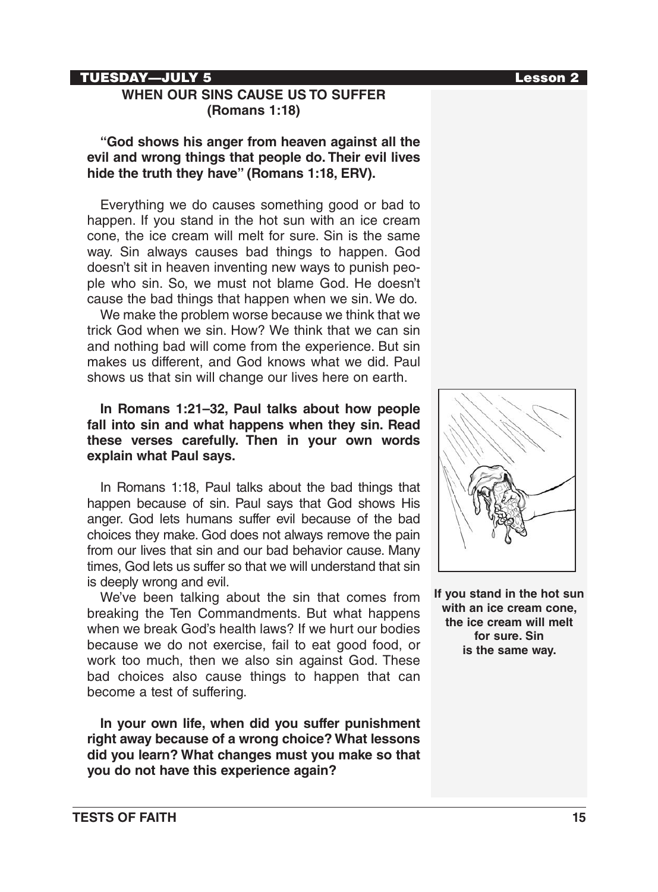## TUESDAY—JULY 5 Lesson 2

### WHEN OUR SINS CAUSE US TO SUFFER (Romans 1:18)

**"God shows his anger from heaven against all the evil and wrong things that people do. Their evil lives hide the truth they have" (Romans 1:18, ERV).**

Everything we do causes something good or bad to happen. If you stand in the hot sun with an ice cream cone, the ice cream will melt for sure. Sin is the same way. Sin always causes bad things to happen. God doesn't sit in heaven inventing new ways to punish people who sin. So, we must not blame God. He doesn't cause the bad things that happen when we sin. We do.

We make the problem worse because we think that we trick God when we sin. How? We think that we can sin and nothing bad will come from the experience. But sin makes us different, and God knows what we did. Paul shows us that sin will change our lives here on earth.

**In Romans 1:21–32, Paul talks about how people fall into sin and what happens when they sin. Read these verses carefully. Then in your own words explain what Paul says.**

In Romans 1:18, Paul talks about the bad things that happen because of sin. Paul says that God shows His anger. God lets humans suffer evil because of the bad choices they make. God does not always remove the pain from our lives that sin and our bad behavior cause. Many times, God lets us suffer so that we will understand that sin is deeply wrong and evil.

We've been talking about the sin that comes from breaking the Ten Commandments. But what happens when we break God's health laws? If we hurt our bodies because we do not exercise, fail to eat good food, or work too much, then we also sin against God. These bad choices also cause things to happen that can become a test of suffering.

**In your own life, when did you suffer punishment right away because of a wrong choice? What lessons did you learn? What changes must you make so that you do not have this experience again?**

**If you stand in the hot sun with an ice cream cone, the ice cream will melt for sure. Sin is the same way.**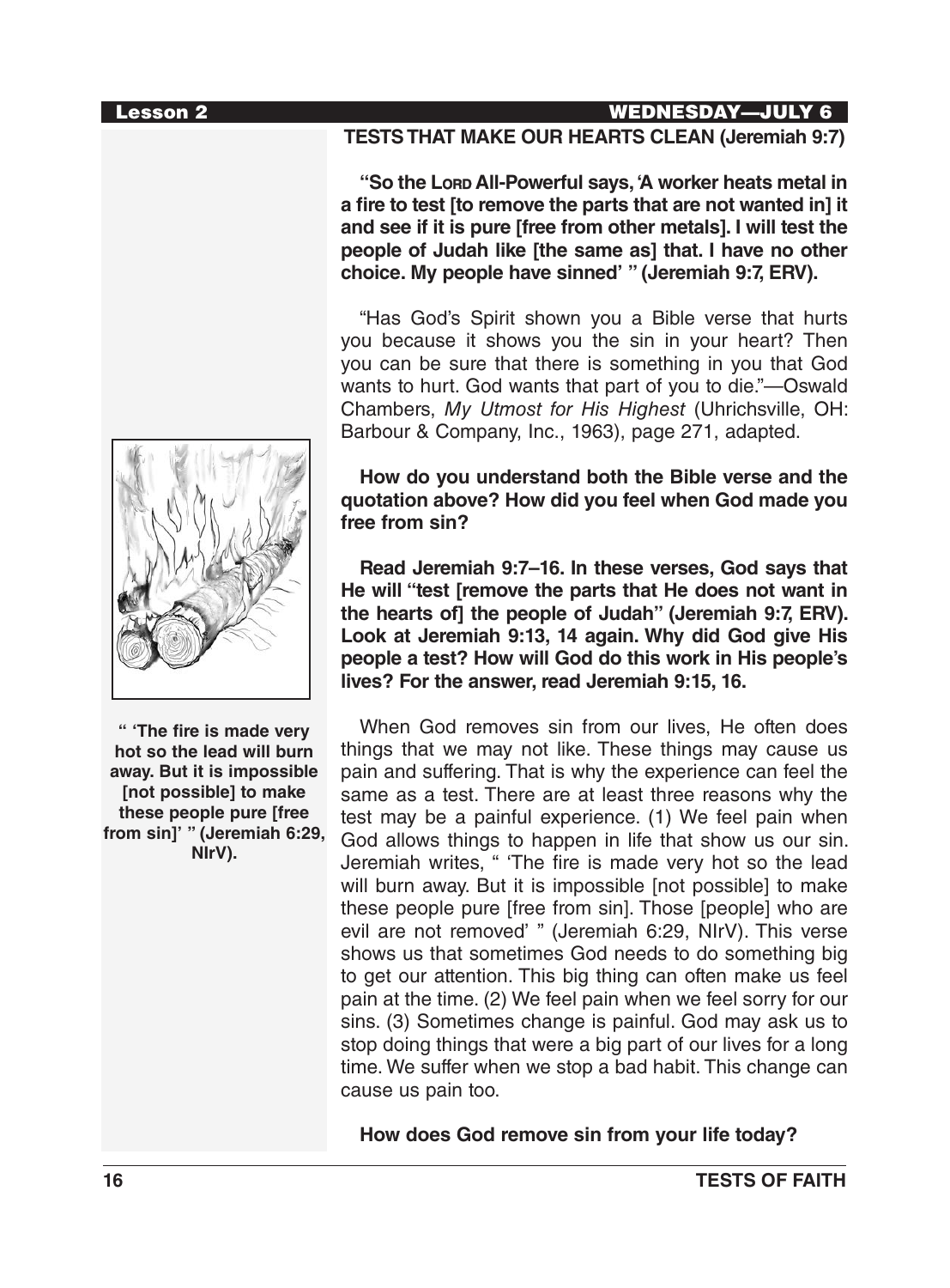## TESTS THAT MAKE OUR HEARTS CLEAN (Jeremiah 9:7)

**"So the LORD All-Powerful says, 'A worker heats metal in a fire to test [to remove the parts that are not wanted in] it and see if it is pure [free from other metals]. I will test the people of Judah like [the same as] that. I have no other choice. My people have sinned' " (Jeremiah 9:7, ERV).**

"Has God's Spirit shown you a Bible verse that hurts you because it shows you the sin in your heart? Then you can be sure that there is something in you that God wants to hurt. God wants that part of you to die."—Oswald Chambers, *My Utmost for His Highest* (Uhrichsville, OH: Barbour & Company, Inc., 1963), page 271, adapted.

**How do you understand both the Bible verse and the quotation above? How did you feel when God made you free from sin?**

**Read Jeremiah 9:7–16. In these verses, God says that He will "test [remove the parts that He does not want in the hearts of] the people of Judah" (Jeremiah 9:7, ERV). Look at Jeremiah 9:13, 14 again. Why did God give His people a test? How will God do this work in His people's lives? For the answer, read Jeremiah 9:15, 16.**

When God removes sin from our lives, He often does things that we may not like. These things may cause us pain and suffering. That is why the experience can feel the same as a test. There are at least three reasons why the test may be a painful experience. (1) We feel pain when God allows things to happen in life that show us our sin. Jeremiah writes, " 'The fire is made very hot so the lead will burn away. But it is impossible [not possible] to make these people pure [free from sin]. Those [people] who are evil are not removed' " (Jeremiah 6:29, NIrV). This verse shows us that sometimes God needs to do something big to get our attention. This big thing can often make us feel pain at the time. (2) We feel pain when we feel sorry for our sins. (3) Sometimes change is painful. God may ask us to stop doing things that were a big part of our lives for a long time. We suffer when we stop a bad habit. This change can cause us pain too.

**How does God remove sin from your life today?**

**" 'The fire is made very hot so the lead will burn away. But it is impossible [not possible] to make these people pure [free from sin]' " (Jeremiah 6:29, NIrV).**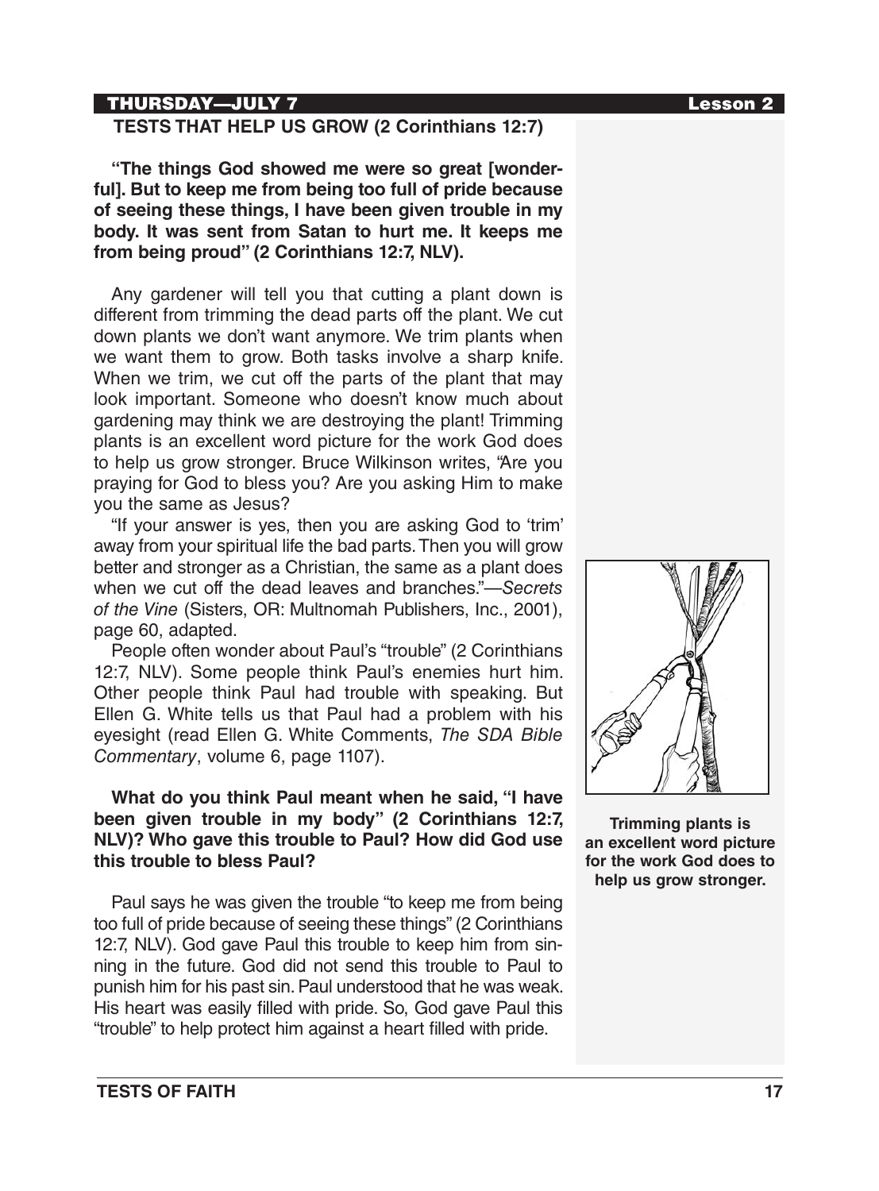**THURSDAY—JULY 7**

## TESTS THAT HELP US GROW (2 Corinthians 12:7)

**"The things God showed me were so great [wonderful]. But to keep me from being too full of pride because of seeing these things, I have been given trouble in my body. It was sent from Satan to hurt me. It keeps me from being proud" (2 Corinthians 12:7, NLV).**

Any gardener will tell you that cutting a plant down is different from trimming the dead parts off the plant. We cut down plants we don't want anymore. We trim plants when we want them to grow. Both tasks involve a sharp knife. When we trim, we cut off the parts of the plant that may look important. Someone who doesn't know much about gardening may think we are destroying the plant! Trimming plants is an excellent word picture for the work God does to help us grow stronger. Bruce Wilkinson writes, "Are you praying for God to bless you? Are you asking Him to make you the same as Jesus?

"If your answer is yes, then you are asking God to 'trim' away from your spiritual life the bad parts. Then you will grow better and stronger as a Christian, the same as a plant does when we cut off the dead leaves and branches."—*Secrets of the Vine* (Sisters, OR: Multnomah Publishers, Inc., 2001), page 60, adapted.

People often wonder about Paul's "trouble" (2 Corinthians 12:7, NLV). Some people think Paul's enemies hurt him. Other people think Paul had trouble with speaking. But Ellen G. White tells us that Paul had a problem with his eyesight (read Ellen G. White Comments, *The SDA Bible Commentary*, volume 6, page 1107).

**What do you think Paul meant when he said, "I have been given trouble in my body" (2 Corinthians 12:7, NLV)? Who gave this trouble to Paul? How did God use this trouble to bless Paul?**

Paul says he was given the trouble "to keep me from being too full of pride because of seeing these things" (2 Corinthians 12:7, NLV). God gave Paul this trouble to keep him from sinning in the future. God did not send this trouble to Paul to punish him for his past sin. Paul understood that he was weak. His heart was easily filled with pride. So, God gave Paul this "trouble" to help protect him against a heart filled with pride.

**Trimming plants is an excellent word picture for the work God does to help us grow stronger.**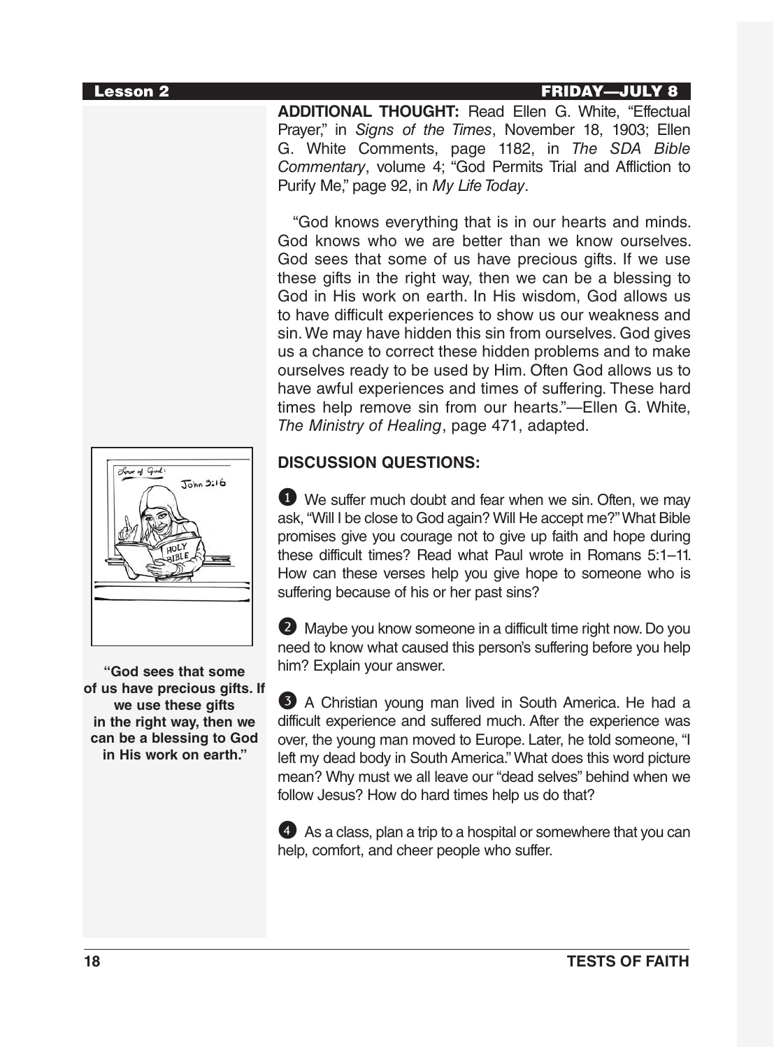**Lesson 2** **FRIDAY—JULY 8**

**ADDITIONAL THOUGHT:** Read Ellen G. White, "Effectual Prayer," in *Signs of the Times*, November 18, 1903; Ellen G. White Comments, page 1182, in *The SDA Bible Commentary*, volume 4; "God Permits Trial and Affliction to Purify Me," page 92, in *My Life Today*.

"God knows everything that is in our hearts and minds. God knows who we are better than we know ourselves. God sees that some of us have precious gifts. If we use these gifts in the right way, then we can be a blessing to God in His work on earth. In His wisdom, God allows us to have difficult experiences to show us our weakness and sin. We may have hidden this sin from ourselves. God gives us a chance to correct these hidden problems and to make ourselves ready to be used by Him. Often God allows us to have awful experiences and times of suffering. These hard times help remove sin from our hearts."—Ellen G. White, *The Ministry of Healing*, page 471, adapted.

**"God sees that some of us have precious gifts. If we use these gifts in the right way, then we can be a blessing to God in His work on earth."**

**DISCUSSION QUESTIONS:**

1. We suffer much doubt and fear when we sin. Often, we may ask, "Will I be close to God again? Will He accept me?" What Bible promises give you courage not to give up faith and hope during these difficult times? Read what Paul wrote in Romans 5:1–11. How can these verses help you give hope to someone who is suffering because of his or her past sins?

2. Maybe you know someone in a difficult time right now. Do you need to know what caused this person's suffering before you help him? Explain your answer.

3. A Christian young man lived in South America. He had a difficult experience and suffered much. After the experience was over, the young man moved to Europe. Later, he told someone, "I left my dead body in South America." What does this word picture mean? Why must we all leave our "dead selves" behind when we follow Jesus? How do hard times help us do that?

4. As a class, plan a trip to a hospital or somewhere that you can help, comfort, and cheer people who suffer.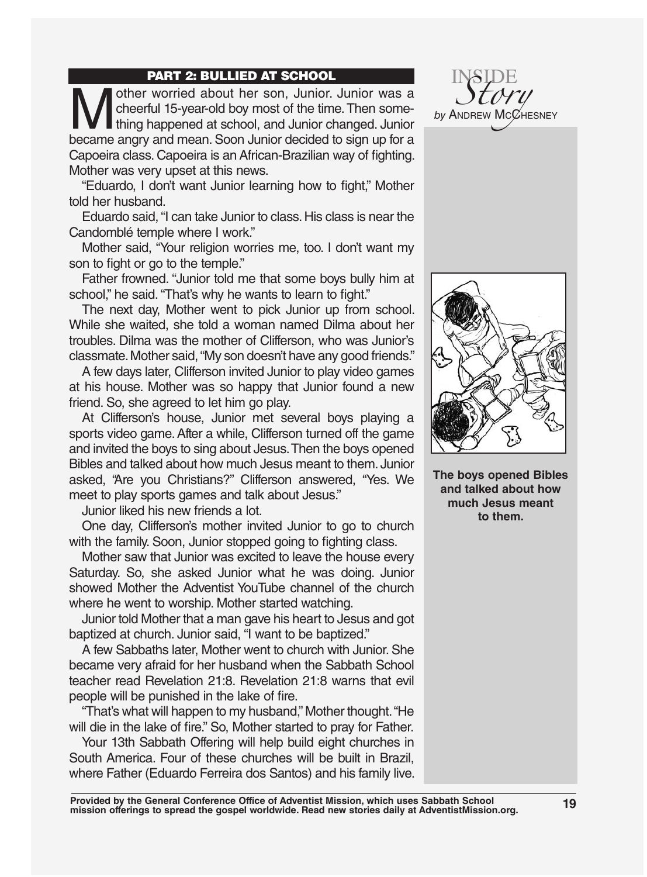## PART 2: BULLIED AT SCHOOL

**INSIDE Story** *by* ANDREW MCCHESNEY

Mother worried about her son, Junior. Junior was a cheerful 15-year-old boy most of the time. Then something happened at school, and Junior changed. Junior became angry and mean. Soon Junior decided to sign up for a Capoeira class. Capoeira is an African-Brazilian way of fighting. Mother was very upset at this news.

"Eduardo, I don't want Junior learning how to fight," Mother told her husband.

Eduardo said, "I can take Junior to class. His class is near the Candomblé temple where I work."

Mother said, "Your religion worries me, too. I don't want my son to fight or go to the temple."

Father frowned. "Junior told me that some boys bully him at school," he said. "That's why he wants to learn to fight."

The next day, Mother went to pick Junior up from school. While she waited, she told a woman named Dilma about her troubles. Dilma was the mother of Clifferson, who was Junior's classmate. Mother said, "My son doesn't have any good friends."

A few days later, Clifferson invited Junior to play video games at his house. Mother was so happy that Junior found a new friend. So, she agreed to let him go play.

At Clifferson's house, Junior met several boys playing a sports video game. After a while, Clifferson turned off the game and invited the boys to sing about Jesus. Then the boys opened Bibles and talked about how much Jesus meant to them. Junior asked, "Are you Christians?" Clifferson answered, "Yes. We meet to play sports games and talk about Jesus."

Junior liked his new friends a lot.

One day, Clifferson's mother invited Junior to go to church with the family. Soon, Junior stopped going to fighting class.

Mother saw that Junior was excited to leave the house every Saturday. So, she asked Junior what he was doing. Junior showed Mother the Adventist YouTube channel of the church where he went to worship. Mother started watching.

Junior told Mother that a man gave his heart to Jesus and got baptized at church. Junior said, "I want to be baptized."

A few Sabbaths later, Mother went to church with Junior. She became very afraid for her husband when the Sabbath School teacher read Revelation 21:8. Revelation 21:8 warns that evil people will be punished in the lake of fire.

"That's what will happen to my husband," Mother thought. "He will die in the lake of fire." So, Mother started to pray for Father.

Your 13th Sabbath Offering will help build eight churches in South America. Four of these churches will be built in Brazil, where Father (Eduardo Ferreira dos Santos) and his family live.

**The boys opened Bibles and talked about how much Jesus meant to them.**

**Provided by the General Conference Office of Adventist Mission, which uses Sabbath School mission offerings to spread the gospel worldwide. Read new stories daily at AdventistMission.org.**